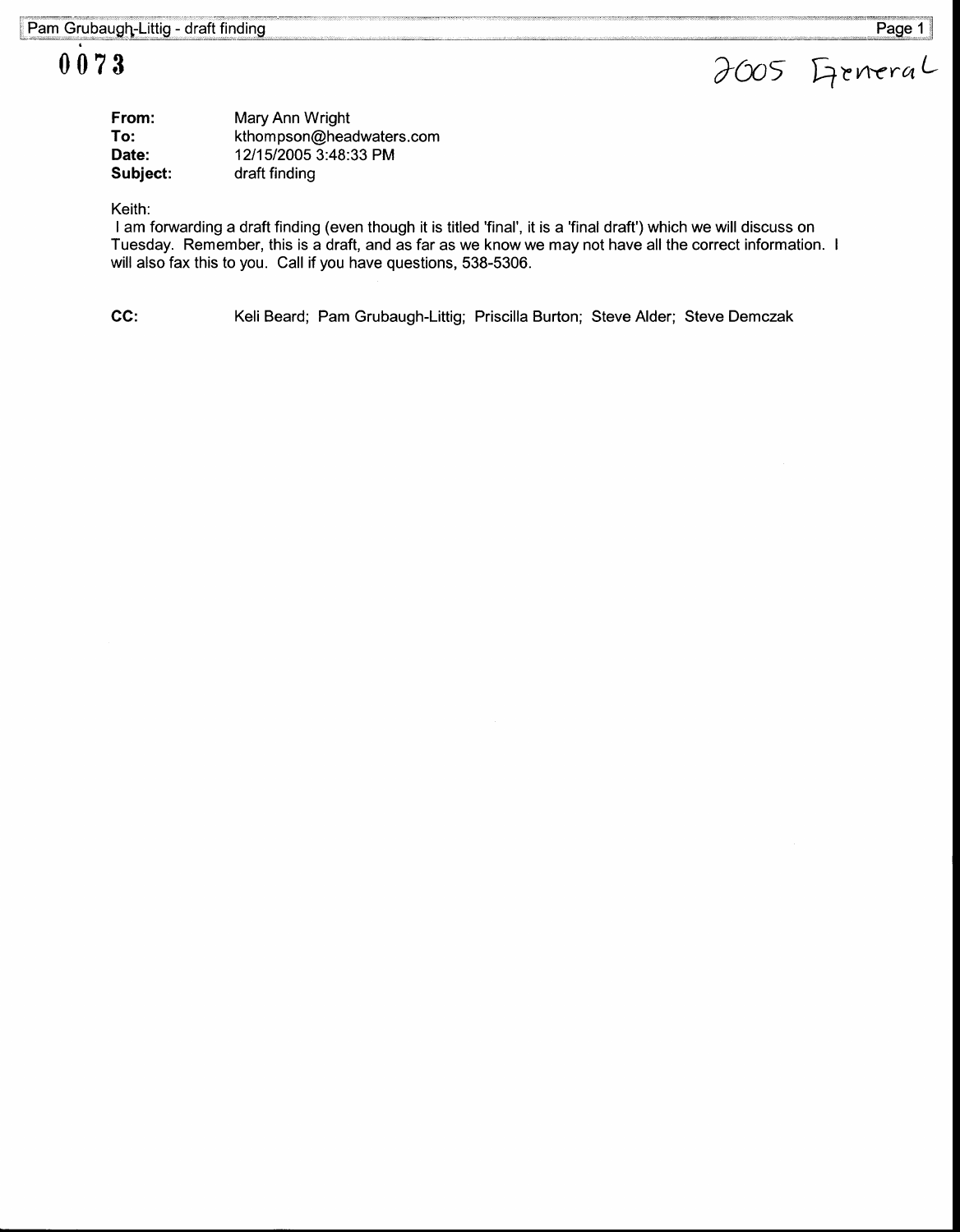0073

2005 General

**From:** Mary Ann Wright
**To:** kthompson@headwaters.com
**Date:** 12/15/2005 3:48:33 PM
**Subject:** draft finding

Keith:

I am forwarding a draft finding (even though it is titled 'final', it is a 'final draft') which we will discuss on Tuesday. Remember, this is a draft, and as far as we know we may not have all the correct information. I will also fax this to you. Call if you have questions, 538-5306.

**CC:** Keli Beard; Pam Grubaugh-Littig; Priscilla Burton; Steve Alder; Steve Demczak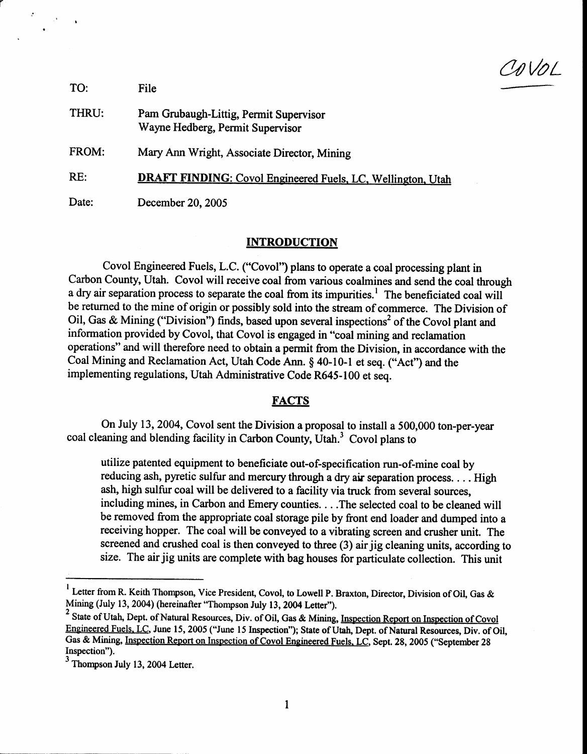CoVOL

TO: File

THRU: Pam Grubaugh-Littig, Permit Supervisor
Wayne Hedberg, Permit Supervisor

FROM: Mary Ann Wright, Associate Director, Mining

RE: **DRAFT FINDING:** Covol Engineered Fuels, LC, Wellington, Utah

Date: December 20, 2005

## INTRODUCTION

Covol Engineered Fuels, L.C. ("Covol") plans to operate a coal processing plant in Carbon County, Utah. Covol will receive coal from various coalmines and send the coal through a dry air separation process to separate the coal from its impurities.[1] The beneficiated coal will be returned to the mine of origin or possibly sold into the stream of commerce. The Division of Oil, Gas & Mining ("Division") finds, based upon several inspections[2] of the Covol plant and information provided by Covol, that Covol is engaged in "coal mining and reclamation operations" and will therefore need to obtain a permit from the Division, in accordance with the Coal Mining and Reclamation Act, Utah Code Ann. § 40-10-1 et seq. ("Act") and the implementing regulations, Utah Administrative Code R645-100 et seq.

## FACTS

On July 13, 2004, Covol sent the Division a proposal to install a 500,000 ton-per-year coal cleaning and blending facility in Carbon County, Utah.[3] Covol plans to

> utilize patented equipment to beneficiate out-of-specification run-of-mine coal by reducing ash, pyretic sulfur and mercury through a dry air separation process. . . . High ash, high sulfur coal will be delivered to a facility via truck from several sources, including mines, in Carbon and Emery counties. . . .The selected coal to be cleaned will be removed from the appropriate coal storage pile by front end loader and dumped into a receiving hopper. The coal will be conveyed to a vibrating screen and crusher unit. The screened and crushed coal is then conveyed to three (3) air jig cleaning units, according to size. The air jig units are complete with bag houses for particulate collection. This unit

---

[1] Letter from R. Keith Thompson, Vice President, Covol, to Lowell P. Braxton, Director, Division of Oil, Gas & Mining (July 13, 2004) (hereinafter "Thompson July 13, 2004 Letter").

[2] State of Utah, Dept. of Natural Resources, Div. of Oil, Gas & Mining, Inspection Report on Inspection of Covol Engineered Fuels, LC, June 15, 2005 ("June 15 Inspection"); State of Utah, Dept. of Natural Resources, Div. of Oil, Gas & Mining, Inspection Report on Inspection of Covol Engineered Fuels, LC, Sept. 28, 2005 ("September 28 Inspection").

[3] Thompson July 13, 2004 Letter.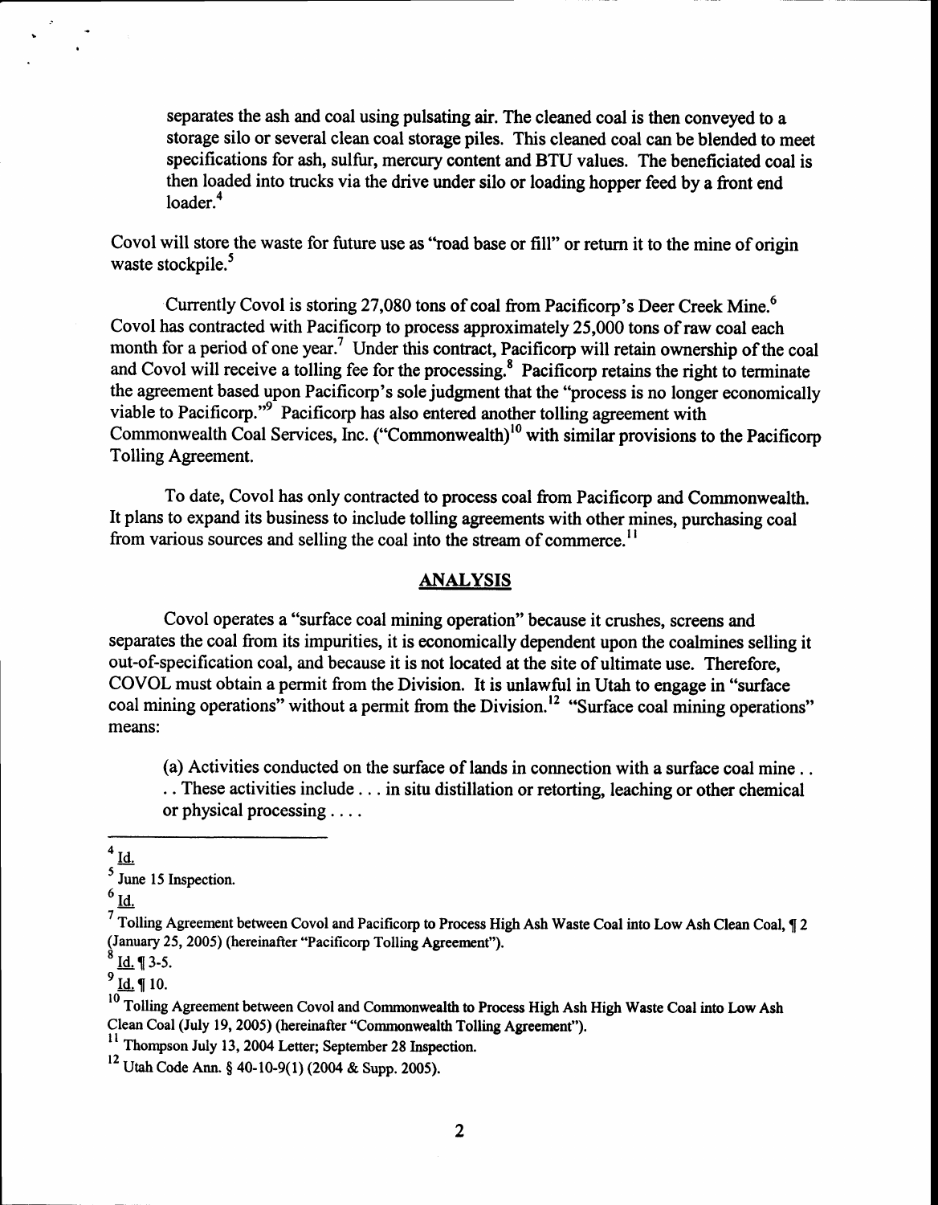> separates the ash and coal using pulsating air. The cleaned coal is then conveyed to a storage silo or several clean coal storage piles. This cleaned coal can be blended to meet specifications for ash, sulfur, mercury content and BTU values. The beneficiated coal is then loaded into trucks via the drive under silo or loading hopper feed by a front end loader.[4]

Covol will store the waste for future use as "road base or fill" or return it to the mine of origin waste stockpile.[5]

Currently Covol is storing 27,080 tons of coal from Pacificorp's Deer Creek Mine.[6] Covol has contracted with Pacificorp to process approximately 25,000 tons of raw coal each month for a period of one year.[7] Under this contract, Pacificorp will retain ownership of the coal and Covol will receive a tolling fee for the processing.[8] Pacificorp retains the right to terminate the agreement based upon Pacificorp's sole judgment that the "process is no longer economically viable to Pacificorp."[9] Pacificorp has also entered another tolling agreement with Commonwealth Coal Services, Inc. ("Commonwealth)[10] with similar provisions to the Pacificorp Tolling Agreement.

To date, Covol has only contracted to process coal from Pacificorp and Commonwealth. It plans to expand its business to include tolling agreements with other mines, purchasing coal from various sources and selling the coal into the stream of commerce.[11]

## ANALYSIS

Covol operates a "surface coal mining operation" because it crushes, screens and separates the coal from its impurities, it is economically dependent upon the coalmines selling it out-of-specification coal, and because it is not located at the site of ultimate use. Therefore, COVOL must obtain a permit from the Division. It is unlawful in Utah to engage in "surface coal mining operations" without a permit from the Division.[12] "Surface coal mining operations" means:

> (a) Activities conducted on the surface of lands in connection with a surface coal mine . . . . These activities include . . . in situ distillation or retorting, leaching or other chemical or physical processing . . . .

---

[4] Id.

[5] June 15 Inspection.

[6] Id.

[7] Tolling Agreement between Covol and Pacificorp to Process High Ash Waste Coal into Low Ash Clean Coal, ¶ 2 (January 25, 2005) (hereinafter "Pacificorp Tolling Agreement").

[8] Id. ¶ 3-5.

[9] Id. ¶ 10.

[10] Tolling Agreement between Covol and Commonwealth to Process High Ash High Waste Coal into Low Ash Clean Coal (July 19, 2005) (hereinafter "Commonwealth Tolling Agreement").

[11] Thompson July 13, 2004 Letter; September 28 Inspection.

[12] Utah Code Ann. § 40-10-9(1) (2004 & Supp. 2005).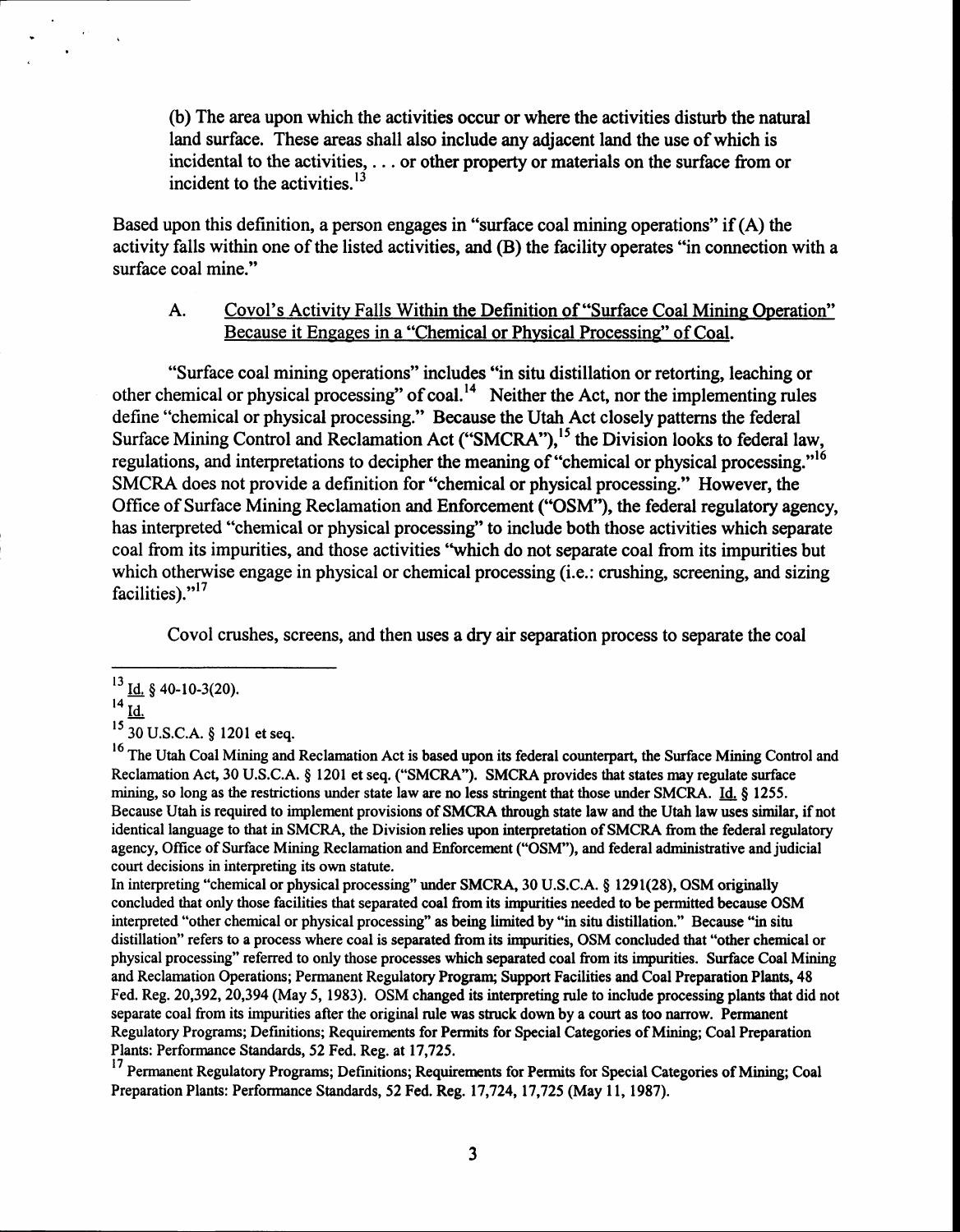(b) The area upon which the activities occur or where the activities disturb the natural land surface. These areas shall also include any adjacent land the use of which is incidental to the activities, . . . or other property or materials on the surface from or incident to the activities.[13]

Based upon this definition, a person engages in "surface coal mining operations" if (A) the activity falls within one of the listed activities, and (B) the facility operates "in connection with a surface coal mine."

### A. Covol's Activity Falls Within the Definition of "Surface Coal Mining Operation" Because it Engages in a "Chemical or Physical Processing" of Coal.

"Surface coal mining operations" includes "in situ distillation or retorting, leaching or other chemical or physical processing" of coal.[14] Neither the Act, nor the implementing rules define "chemical or physical processing." Because the Utah Act closely patterns the federal Surface Mining Control and Reclamation Act ("SMCRA"),[15] the Division looks to federal law, regulations, and interpretations to decipher the meaning of "chemical or physical processing."[16] SMCRA does not provide a definition for "chemical or physical processing." However, the Office of Surface Mining Reclamation and Enforcement ("OSM"), the federal regulatory agency, has interpreted "chemical or physical processing" to include both those activities which separate coal from its impurities, and those activities "which do not separate coal from its impurities but which otherwise engage in physical or chemical processing (i.e.: crushing, screening, and sizing facilities)."[17]

Covol crushes, screens, and then uses a dry air separation process to separate the coal

---

[13] Id. § 40-10-3(20).

[14] Id.

[15] 30 U.S.C.A. § 1201 et seq.

[16] The Utah Coal Mining and Reclamation Act is based upon its federal counterpart, the Surface Mining Control and Reclamation Act, 30 U.S.C.A. § 1201 et seq. ("SMCRA"). SMCRA provides that states may regulate surface mining, so long as the restrictions under state law are no less stringent that those under SMCRA. Id. § 1255. Because Utah is required to implement provisions of SMCRA through state law and the Utah law uses similar, if not identical language to that in SMCRA, the Division relies upon interpretation of SMCRA from the federal regulatory agency, Office of Surface Mining Reclamation and Enforcement ("OSM"), and federal administrative and judicial court decisions in interpreting its own statute.

In interpreting "chemical or physical processing" under SMCRA, 30 U.S.C.A. § 1291(28), OSM originally concluded that only those facilities that separated coal from its impurities needed to be permitted because OSM interpreted "other chemical or physical processing" as being limited by "in situ distillation." Because "in situ distillation" refers to a process where coal is separated from its impurities, OSM concluded that "other chemical or physical processing" referred to only those processes which separated coal from its impurities. Surface Coal Mining and Reclamation Operations; Permanent Regulatory Program; Support Facilities and Coal Preparation Plants, 48 Fed. Reg. 20,392, 20,394 (May 5, 1983). OSM changed its interpreting rule to include processing plants that did not separate coal from its impurities after the original rule was struck down by a court as too narrow. Permanent Regulatory Programs; Definitions; Requirements for Permits for Special Categories of Mining; Coal Preparation Plants: Performance Standards, 52 Fed. Reg. at 17,725.

[17] Permanent Regulatory Programs; Definitions; Requirements for Permits for Special Categories of Mining; Coal Preparation Plants: Performance Standards, 52 Fed. Reg. 17,724, 17,725 (May 11, 1987).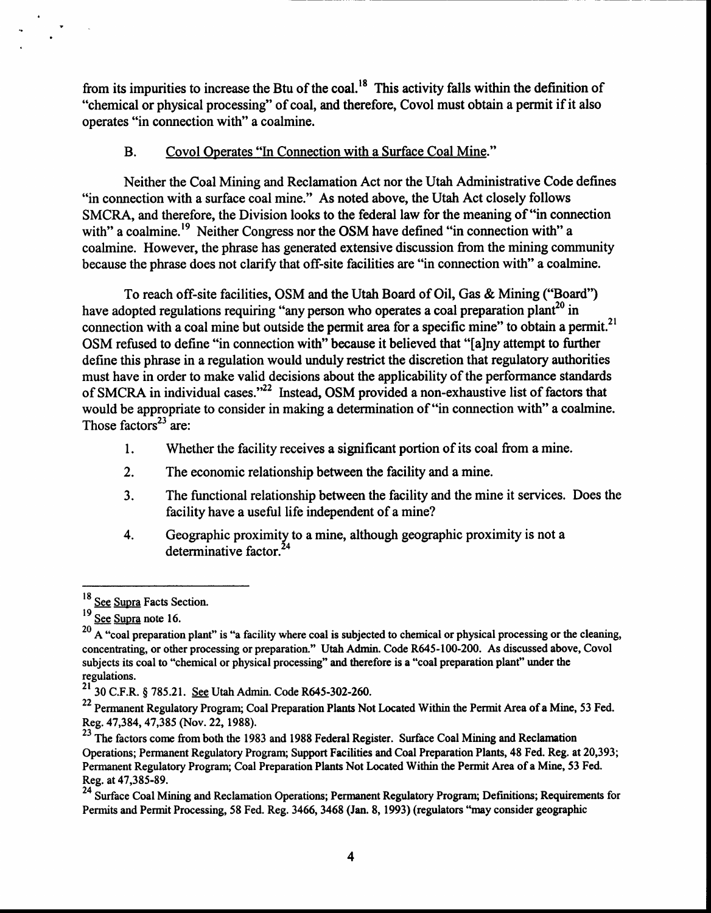from its impurities to increase the Btu of the coal.[18] This activity falls within the definition of "chemical or physical processing" of coal, and therefore, Covol must obtain a permit if it also operates "in connection with" a coalmine.

B. Covol Operates "In Connection with a Surface Coal Mine."

Neither the Coal Mining and Reclamation Act nor the Utah Administrative Code defines "in connection with a surface coal mine." As noted above, the Utah Act closely follows SMCRA, and therefore, the Division looks to the federal law for the meaning of "in connection with" a coalmine.[19] Neither Congress nor the OSM have defined "in connection with" a coalmine. However, the phrase has generated extensive discussion from the mining community because the phrase does not clarify that off-site facilities are "in connection with" a coalmine.

To reach off-site facilities, OSM and the Utah Board of Oil, Gas & Mining ("Board") have adopted regulations requiring "any person who operates a coal preparation plant[20] in connection with a coal mine but outside the permit area for a specific mine" to obtain a permit.[21] OSM refused to define "in connection with" because it believed that "[a]ny attempt to further define this phrase in a regulation would unduly restrict the discretion that regulatory authorities must have in order to make valid decisions about the applicability of the performance standards of SMCRA in individual cases."[22] Instead, OSM provided a non-exhaustive list of factors that would be appropriate to consider in making a determination of "in connection with" a coalmine. Those factors[23] are:

1. Whether the facility receives a significant portion of its coal from a mine.
2. The economic relationship between the facility and a mine.
3. The functional relationship between the facility and the mine it services. Does the facility have a useful life independent of a mine?
4. Geographic proximity to a mine, although geographic proximity is not a determinative factor.[24]

---

[18] See Supra Facts Section.

[19] See Supra note 16.

[20] A "coal preparation plant" is "a facility where coal is subjected to chemical or physical processing or the cleaning, concentrating, or other processing or preparation." Utah Admin. Code R645-100-200. As discussed above, Covol subjects its coal to "chemical or physical processing" and therefore is a "coal preparation plant" under the regulations.

[21] 30 C.F.R. § 785.21. See Utah Admin. Code R645-302-260.

[22] Permanent Regulatory Program; Coal Preparation Plants Not Located Within the Permit Area of a Mine, 53 Fed. Reg. 47,384, 47,385 (Nov. 22, 1988).

[23] The factors come from both the 1983 and 1988 Federal Register. Surface Coal Mining and Reclamation Operations; Permanent Regulatory Program; Support Facilities and Coal Preparation Plants, 48 Fed. Reg. at 20,393; Permanent Regulatory Program; Coal Preparation Plants Not Located Within the Permit Area of a Mine, 53 Fed. Reg. at 47,385-89.

[24] Surface Coal Mining and Reclamation Operations; Permanent Regulatory Program; Definitions; Requirements for Permits and Permit Processing, 58 Fed. Reg. 3466, 3468 (Jan. 8, 1993) (regulators "may consider geographic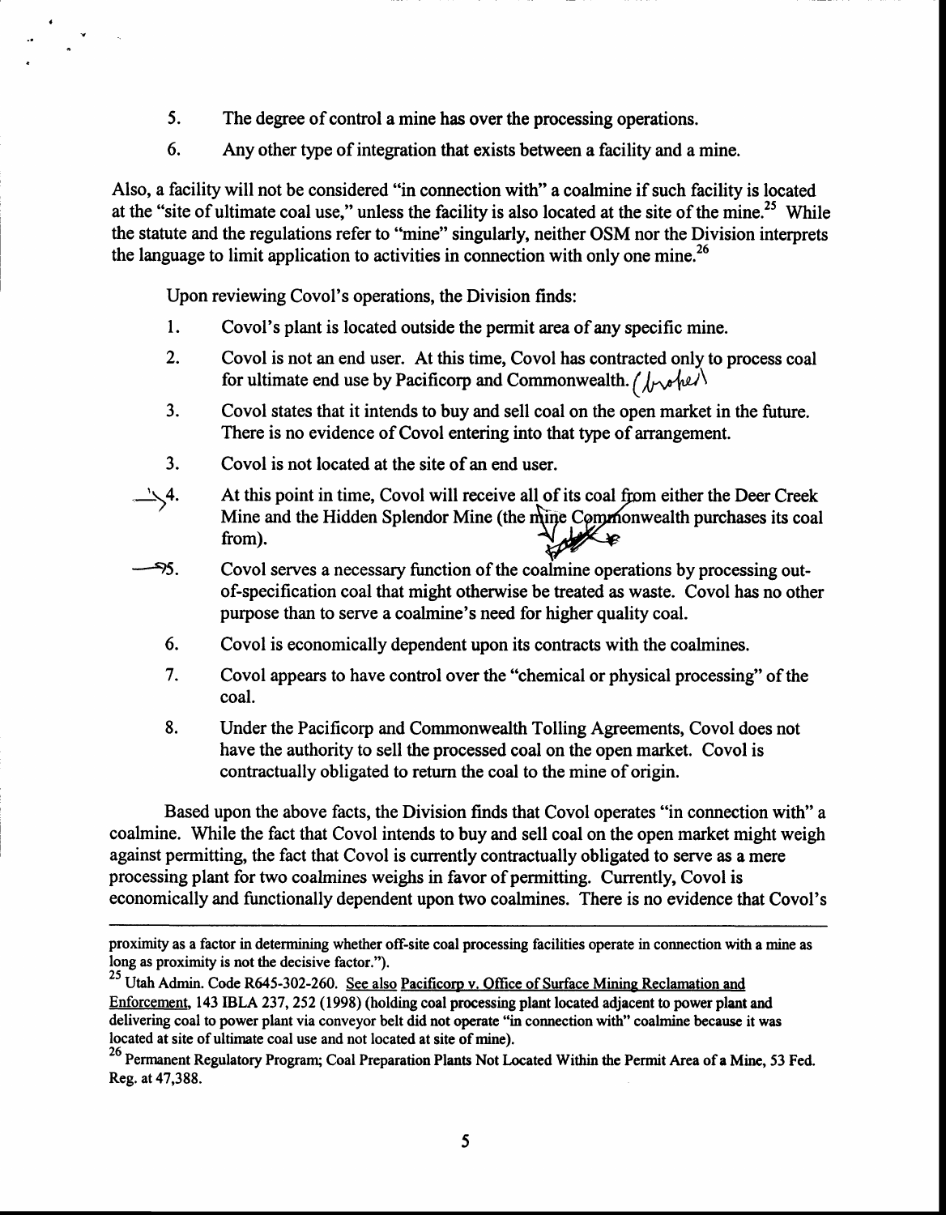5. The degree of control a mine has over the processing operations.
6. Any other type of integration that exists between a facility and a mine.

Also, a facility will not be considered "in connection with" a coalmine if such facility is located at the "site of ultimate coal use," unless the facility is also located at the site of the mine.[25] While the statute and the regulations refer to "mine" singularly, neither OSM nor the Division interprets the language to limit application to activities in connection with only one mine.[26]

Upon reviewing Covol's operations, the Division finds:

1. Covol's plant is located outside the permit area of any specific mine.
2. Covol is not an end user. At this time, Covol has contracted only to process coal for ultimate end use by Pacificorp and Commonwealth. (broker)
3. Covol states that it intends to buy and sell coal on the open market in the future. There is no evidence of Covol entering into that type of arrangement.
3. Covol is not located at the site of an end user.
4. At this point in time, Covol will receive all of its coal from either the Deer Creek Mine and the Hidden Splendor Mine (the mine Commonwealth purchases its coal from).
5. Covol serves a necessary function of the coalmine operations by processing out-of-specification coal that might otherwise be treated as waste. Covol has no other purpose than to serve a coalmine's need for higher quality coal.
6. Covol is economically dependent upon its contracts with the coalmines.
7. Covol appears to have control over the "chemical or physical processing" of the coal.
8. Under the Pacificorp and Commonwealth Tolling Agreements, Covol does not have the authority to sell the processed coal on the open market. Covol is contractually obligated to return the coal to the mine of origin.

Based upon the above facts, the Division finds that Covol operates "in connection with" a coalmine. While the fact that Covol intends to buy and sell coal on the open market might weigh against permitting, the fact that Covol is currently contractually obligated to serve as a mere processing plant for two coalmines weighs in favor of permitting. Currently, Covol is economically and functionally dependent upon two coalmines. There is no evidence that Covol's

---

proximity as a factor in determining whether off-site coal processing facilities operate in connection with a mine as long as proximity is not the decisive factor.").

[25] Utah Admin. Code R645-302-260. See also Pacificorp v. Office of Surface Mining Reclamation and Enforcement, 143 IBLA 237, 252 (1998) (holding coal processing plant located adjacent to power plant and delivering coal to power plant via conveyor belt did not operate "in connection with" coalmine because it was located at site of ultimate coal use and not located at site of mine).

[26] Permanent Regulatory Program; Coal Preparation Plants Not Located Within the Permit Area of a Mine, 53 Fed. Reg. at 47,388.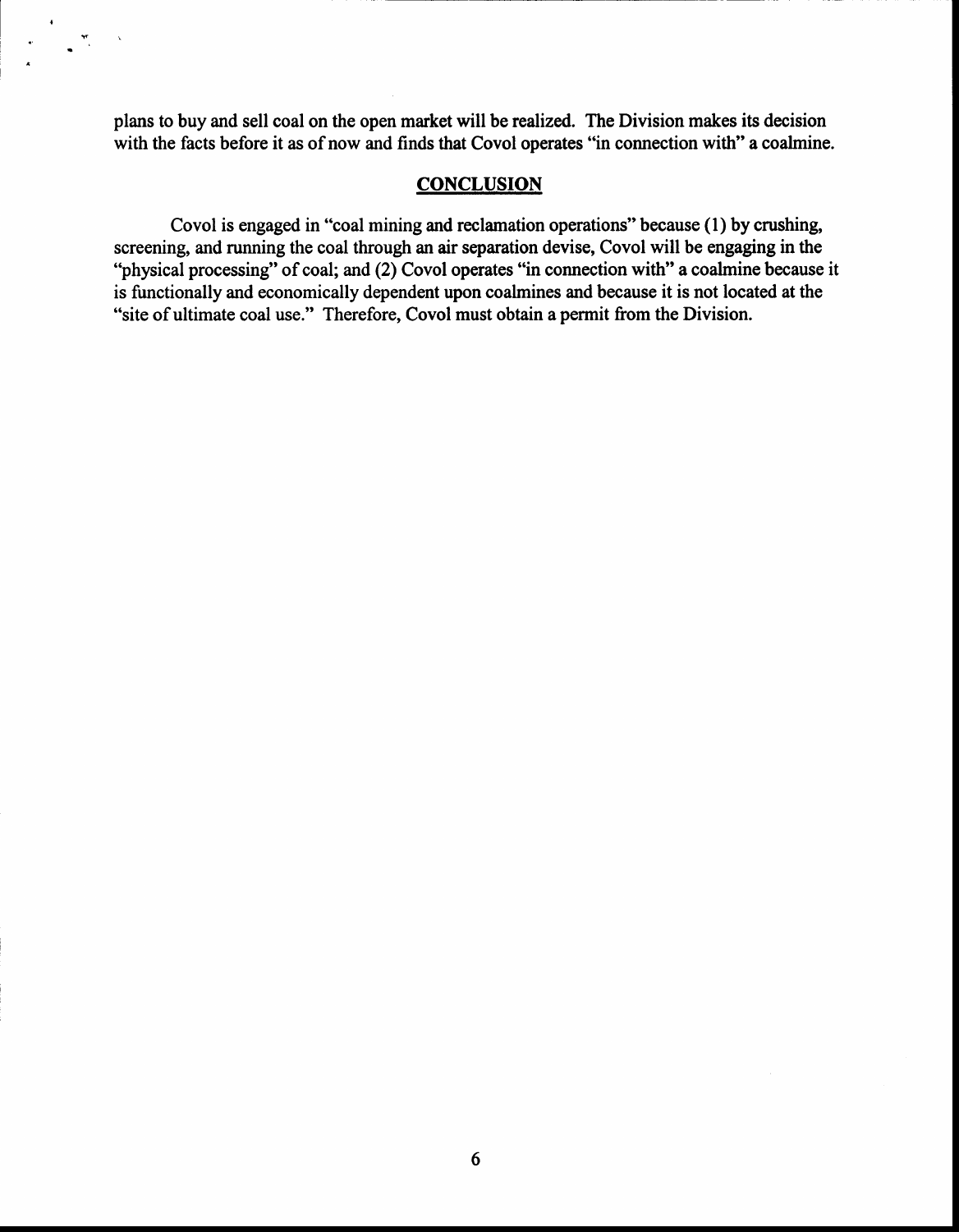plans to buy and sell coal on the open market will be realized. The Division makes its decision with the facts before it as of now and finds that Covol operates "in connection with" a coalmine.

## CONCLUSION

Covol is engaged in "coal mining and reclamation operations" because (1) by crushing, screening, and running the coal through an air separation devise, Covol will be engaging in the "physical processing" of coal; and (2) Covol operates "in connection with" a coalmine because it is functionally and economically dependent upon coalmines and because it is not located at the "site of ultimate coal use." Therefore, Covol must obtain a permit from the Division.